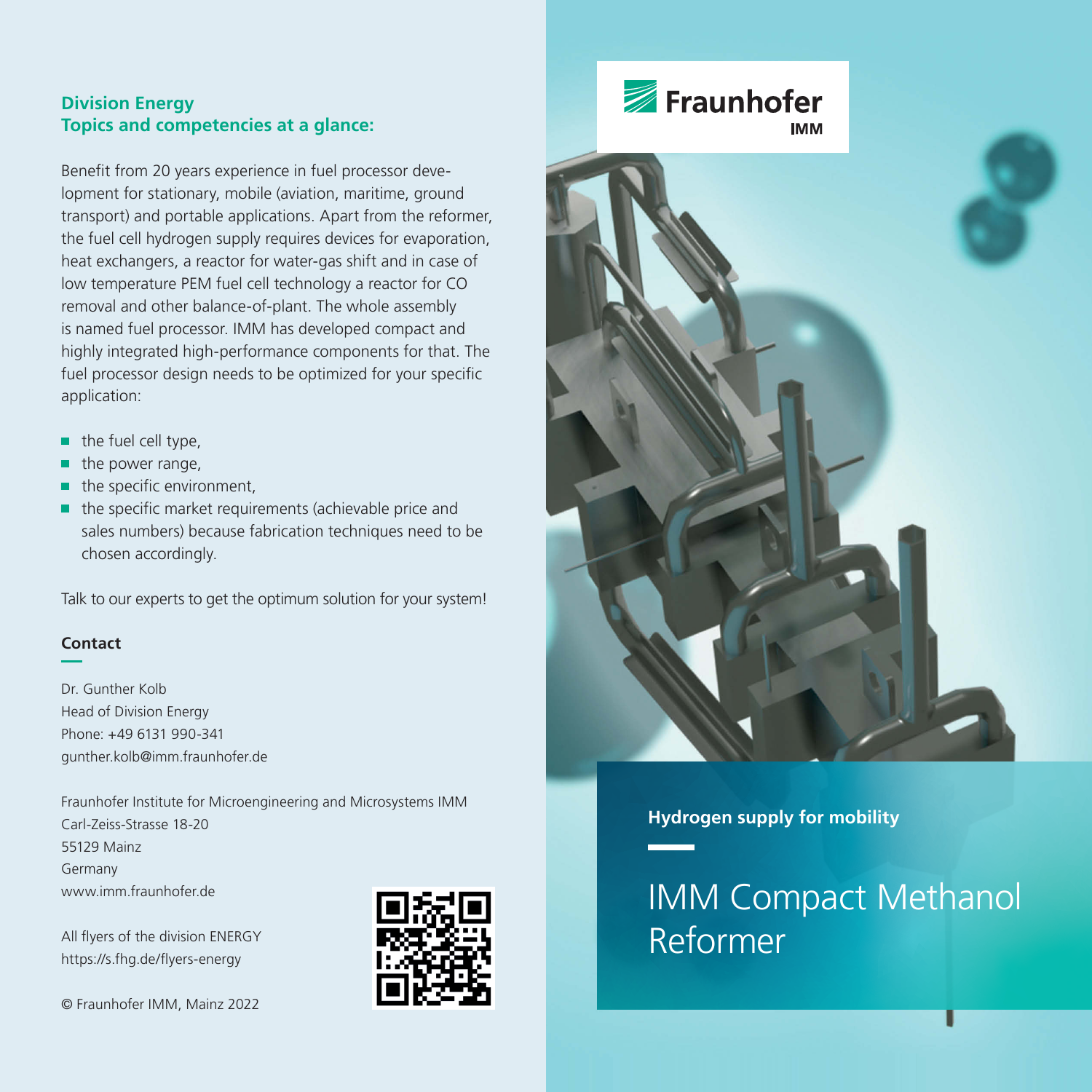## Division Energy
## Topics and competencies at a glance:

Benefit from 20 years experience in fuel processor development for stationary, mobile (aviation, maritime, ground transport) and portable applications. Apart from the reformer, the fuel cell hydrogen supply requires devices for evaporation, heat exchangers, a reactor for water-gas shift and in case of low temperature PEM fuel cell technology a reactor for CO removal and other balance-of-plant. The whole assembly is named fuel processor. IMM has developed compact and highly integrated high-performance components for that. The fuel processor design needs to be optimized for your specific application:

- the fuel cell type,
- the power range,
- the specific environment,
- the specific market requirements (achievable price and sales numbers) because fabrication techniques need to be chosen accordingly.

Talk to our experts to get the optimum solution for your system!

**Contact**

Dr. Gunther Kolb
Head of Division Energy
Phone: +49 6131 990-341
gunther.kolb@imm.fraunhofer.de

Fraunhofer Institute for Microengineering and Microsystems IMM
Carl-Zeiss-Strasse 18-20
55129 Mainz
Germany
www.imm.fraunhofer.de

All flyers of the division ENERGY
https://s.fhg.de/flyers-energy

© Fraunhofer IMM, Mainz 2022

Fraunhofer IMM

**Hydrogen supply for mobility**

# IMM Compact Methanol Reformer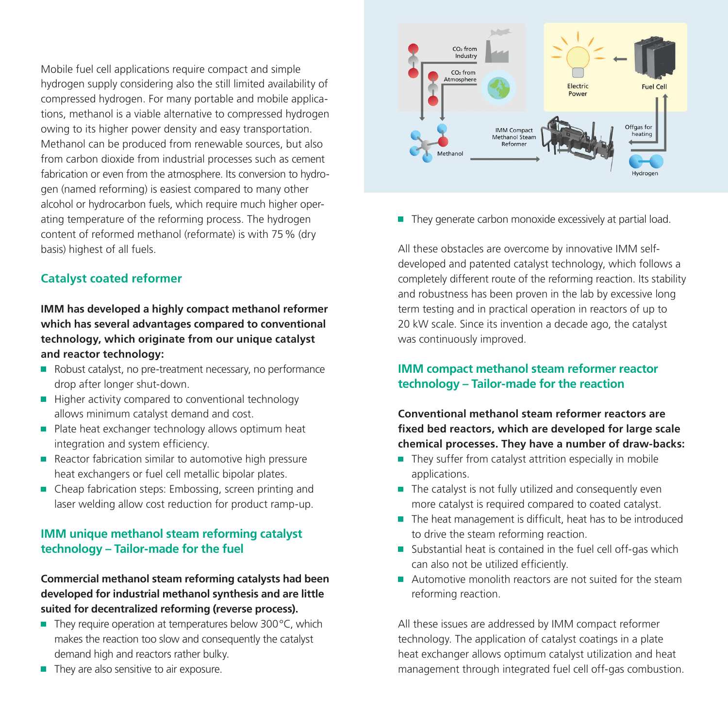Mobile fuel cell applications require compact and simple hydrogen supply considering also the still limited availability of compressed hydrogen. For many portable and mobile applications, methanol is a viable alternative to compressed hydrogen owing to its higher power density and easy transportation. Methanol can be produced from renewable sources, but also from carbon dioxide from industrial processes such as cement fabrication or even from the atmosphere. Its conversion to hydrogen (named reforming) is easiest compared to many other alcohol or hydrocarbon fuels, which require much higher operating temperature of the reforming process. The hydrogen content of reformed methanol (reformate) is with 75 % (dry basis) highest of all fuels.

## Catalyst coated reformer

**IMM has developed a highly compact methanol reformer which has several advantages compared to conventional technology, which originate from our unique catalyst and reactor technology:**

- Robust catalyst, no pre-treatment necessary, no performance drop after longer shut-down.
- Higher activity compared to conventional technology allows minimum catalyst demand and cost.
- Plate heat exchanger technology allows optimum heat integration and system efficiency.
- Reactor fabrication similar to automotive high pressure heat exchangers or fuel cell metallic bipolar plates.
- Cheap fabrication steps: Embossing, screen printing and laser welding allow cost reduction for product ramp-up.

## IMM unique methanol steam reforming catalyst technology – Tailor-made for the fuel

**Commercial methanol steam reforming catalysts had been developed for industrial methanol synthesis and are little suited for decentralized reforming (reverse process).**

- They require operation at temperatures below 300 °C, which makes the reaction too slow and consequently the catalyst demand high and reactors rather bulky.
- They are also sensitive to air exposure.
- They generate carbon monoxide excessively at partial load.

$CO_2$ from Industry

$CO_2$ from Atmosphere

Electric Power

Fuel Cell

Methanol

IMM Compact Methanol Steam Reformer

Offgas for heating

Hydrogen

All these obstacles are overcome by innovative IMM self-developed and patented catalyst technology, which follows a completely different route of the reforming reaction. Its stability and robustness has been proven in the lab by excessive long term testing and in practical operation in reactors of up to 20 kW scale. Since its invention a decade ago, the catalyst was continuously improved.

## IMM compact methanol steam reformer reactor technology – Tailor-made for the reaction

**Conventional methanol steam reformer reactors are fixed bed reactors, which are developed for large scale chemical processes. They have a number of draw-backs:**

- They suffer from catalyst attrition especially in mobile applications.
- The catalyst is not fully utilized and consequently even more catalyst is required compared to coated catalyst.
- The heat management is difficult, heat has to be introduced to drive the steam reforming reaction.
- Substantial heat is contained in the fuel cell off-gas which can also not be utilized efficiently.
- Automotive monolith reactors are not suited for the steam reforming reaction.

All these issues are addressed by IMM compact reformer technology. The application of catalyst coatings in a plate heat exchanger allows optimum catalyst utilization and heat management through integrated fuel cell off-gas combustion.